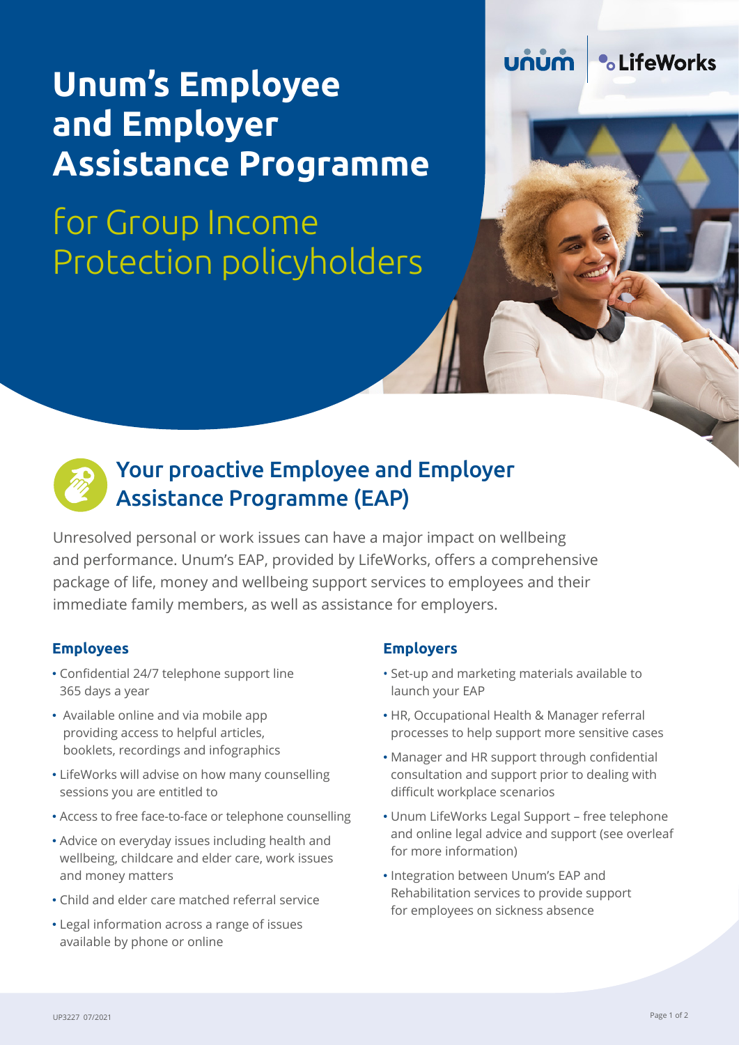# Unum's Employee and Employer Assistance Programme

## for Group Income Protection policyholders

## Your proactive Employee and Employer Assistance Programme (EAP)

Unresolved personal or work issues can have a major impact on wellbeing and performance. Unum's EAP, provided by LifeWorks, offers a comprehensive package of life, money and wellbeing support services to employees and their immediate family members, as well as assistance for employers.

### Employees

- Confidential 24/7 telephone support line 365 days a year
- Available online and via mobile app providing access to helpful articles, booklets, recordings and infographics
- LifeWorks will advise on how many counselling sessions you are entitled to
- Access to free face-to-face or telephone counselling
- Advice on everyday issues including health and wellbeing, childcare and elder care, work issues and money matters
- Child and elder care matched referral service
- Legal information across a range of issues available by phone or online

### Employers

- Set-up and marketing materials available to launch your EAP
- HR, Occupational Health & Manager referral processes to help support more sensitive cases
- Manager and HR support through confidential consultation and support prior to dealing with difficult workplace scenarios
- Unum LifeWorks Legal Support – free telephone and online legal advice and support (see overleaf for more information)
- Integration between Unum's EAP and Rehabilitation services to provide support for employees on sickness absence

UP3227 07/2021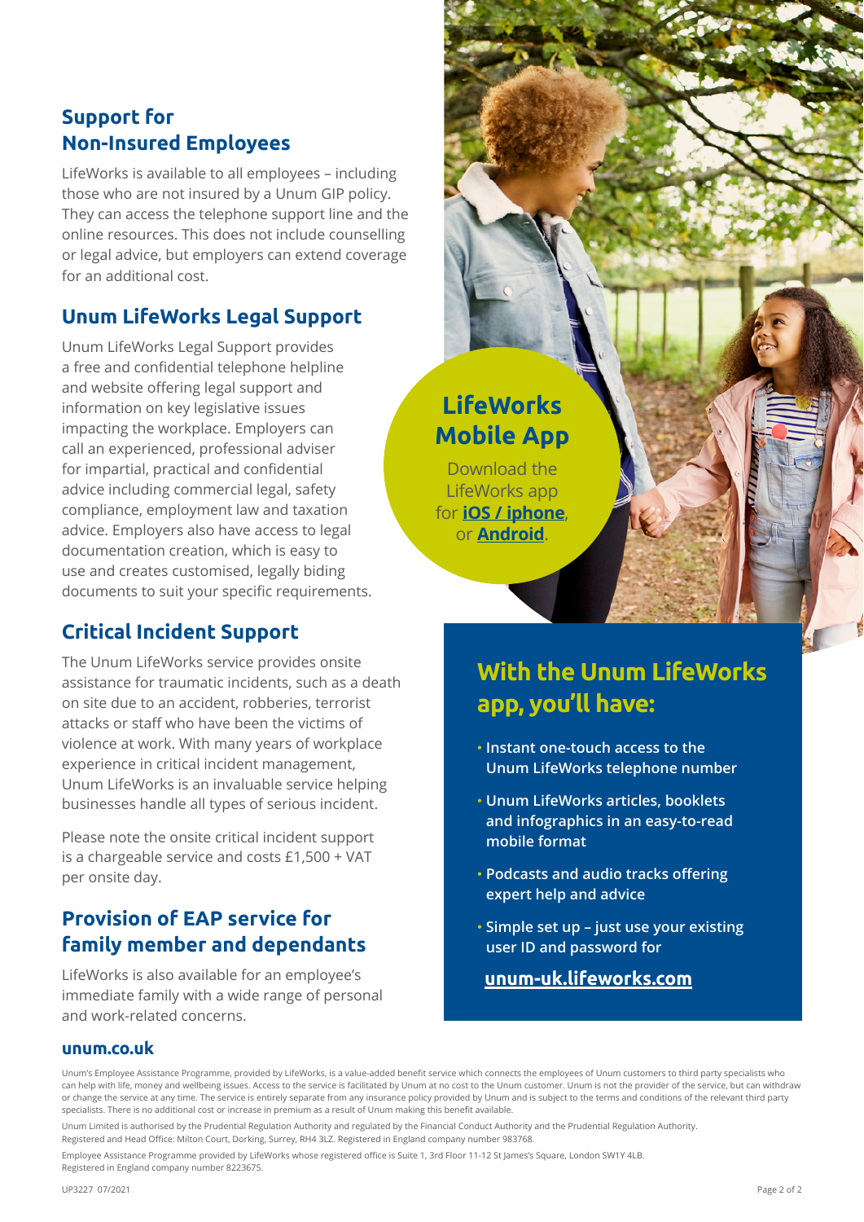## Support for Non-Insured Employees

LifeWorks is available to all employees – including those who are not insured by a Unum GIP policy. They can access the telephone support line and the online resources. This does not include counselling or legal advice, but employers can extend coverage for an additional cost.

## Unum LifeWorks Legal Support

Unum LifeWorks Legal Support provides a free and confidential telephone helpline and website offering legal support and information on key legislative issues impacting the workplace. Employers can call an experienced, professional adviser for impartial, practical and confidential advice including commercial legal, safety compliance, employment law and taxation advice. Employers also have access to legal documentation creation, which is easy to use and creates customised, legally biding documents to suit your specific requirements.

## Critical Incident Support

The Unum LifeWorks service provides onsite assistance for traumatic incidents, such as a death on site due to an accident, robberies, terrorist attacks or staff who have been the victims of violence at work. With many years of workplace experience in critical incident management, Unum LifeWorks is an invaluable service helping businesses handle all types of serious incident.

Please note the onsite critical incident support is a chargeable service and costs £1,500 + VAT per onsite day.

## Provision of EAP service for family member and dependants

LifeWorks is also available for an employee's immediate family with a wide range of personal and work-related concerns.

## LifeWorks Mobile App

Download the LifeWorks app for **iOS / iphone**, or **Android**.

## With the Unum LifeWorks app, you'll have:

- **Instant one-touch access to the Unum LifeWorks telephone number**
- **Unum LifeWorks articles, booklets and infographics in an easy-to-read mobile format**
- **Podcasts and audio tracks offering expert help and advice**
- **Simple set up – just use your existing user ID and password for**

**unum-uk.lifeworks.com**

**unum.co.uk**

Unum's Employee Assistance Programme, provided by LifeWorks, is a value-added benefit service which connects the employees of Unum customers to third party specialists who can help with life, money and wellbeing issues. Access to the service is facilitated by Unum at no cost to the Unum customer. Unum is not the provider of the service, but can withdraw or change the service at any time. The service is entirely separate from any insurance policy provided by Unum and is subject to the terms and conditions of the relevant third party specialists. There is no additional cost or increase in premium as a result of Unum making this benefit available.

Unum Limited is authorised by the Prudential Regulation Authority and regulated by the Financial Conduct Authority and the Prudential Regulation Authority. Registered and Head Office: Milton Court, Dorking, Surrey, RH4 3LZ. Registered in England company number 983768.

Employee Assistance Programme provided by LifeWorks whose registered office is Suite 1, 3rd Floor 11-12 St James's Square, London SW1Y 4LB. Registered in England company number 8223675.

UP3227 07/2021